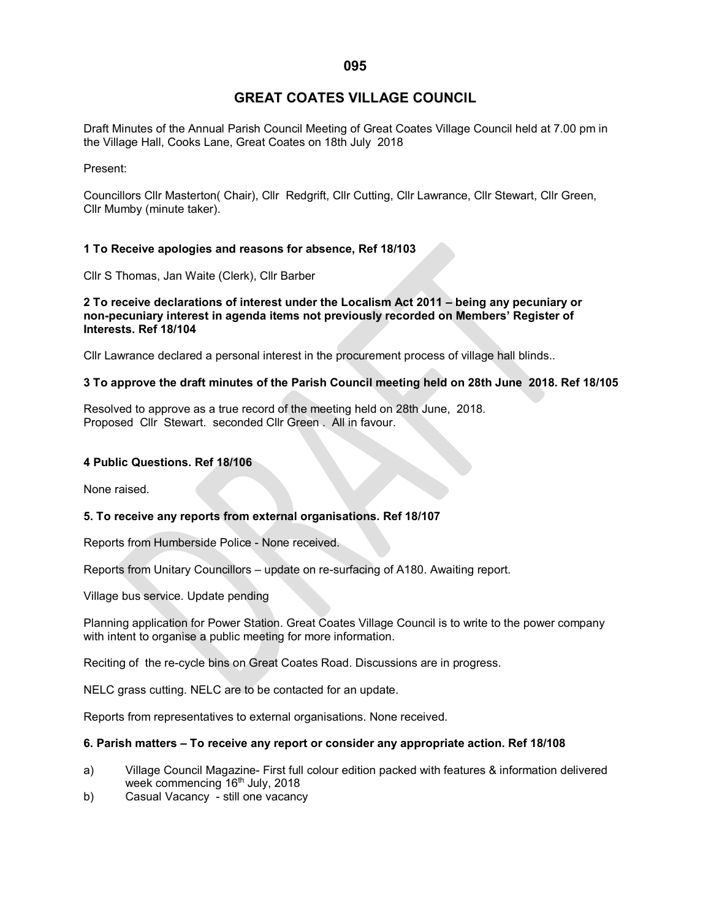# GREAT COATES VILLAGE COUNCIL

Draft Minutes of the Annual Parish Council Meeting of Great Coates Village Council held at 7.00 pm in the Village Hall, Cooks Lane, Great Coates on 18th July 2018

Present:

Councillors Cllr Masterton( Chair), Cllr Redgrift, Cllr Cutting, Cllr Lawrance, Cllr Stewart, Cllr Green, Cllr Mumby (minute taker).

**1 To Receive apologies and reasons for absence, Ref 18/103**

Cllr S Thomas, Jan Waite (Clerk), Cllr Barber

**2 To receive declarations of interest under the Localism Act 2011 – being any pecuniary or non-pecuniary interest in agenda items not previously recorded on Members' Register of Interests. Ref 18/104**

Cllr Lawrance declared a personal interest in the procurement process of village hall blinds..

**3 To approve the draft minutes of the Parish Council meeting held on 28th June 2018. Ref 18/105**

Resolved to approve as a true record of the meeting held on 28th June, 2018.
Proposed Cllr Stewart. seconded Cllr Green . All in favour.

**4 Public Questions. Ref 18/106**

None raised.

**5. To receive any reports from external organisations. Ref 18/107**

Reports from Humberside Police - None received.

Reports from Unitary Councillors – update on re-surfacing of A180. Awaiting report.

Village bus service. Update pending

Planning application for Power Station. Great Coates Village Council is to write to the power company with intent to organise a public meeting for more information.

Reciting of the re-cycle bins on Great Coates Road. Discussions are in progress.

NELC grass cutting. NELC are to be contacted for an update.

Reports from representatives to external organisations. None received.

**6. Parish matters – To receive any report or consider any appropriate action. Ref 18/108**

a) Village Council Magazine- First full colour edition packed with features & information delivered week commencing 16th July, 2018
b) Casual Vacancy - still one vacancy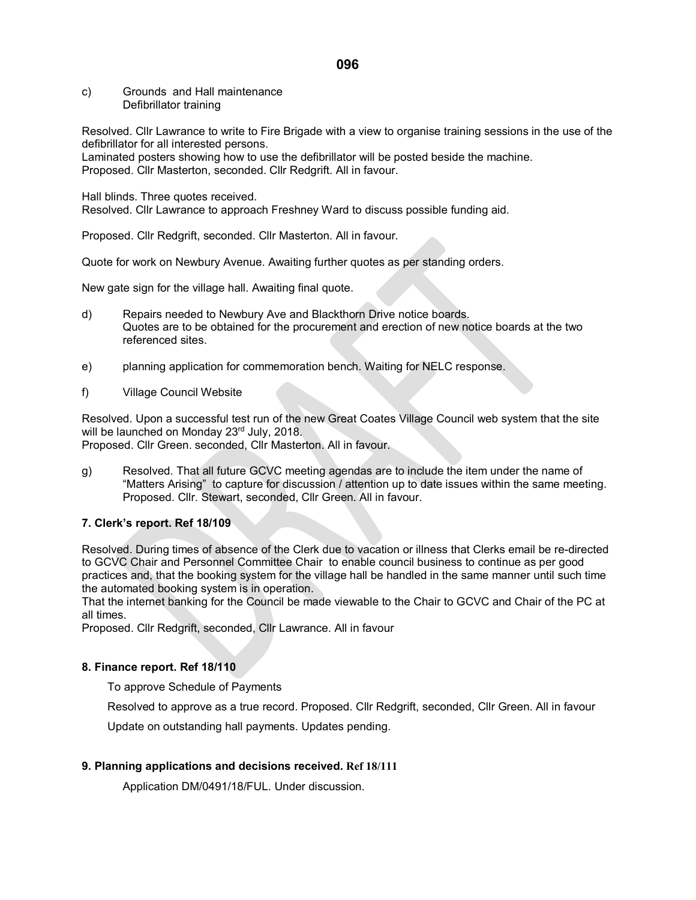c) Grounds and Hall maintenance
Defibrillator training

Resolved. Cllr Lawrance to write to Fire Brigade with a view to organise training sessions in the use of the defibrillator for all interested persons.
Laminated posters showing how to use the defibrillator will be posted beside the machine.
Proposed. Cllr Masterton, seconded. Cllr Redgrift. All in favour.

Hall blinds. Three quotes received.
Resolved. Cllr Lawrance to approach Freshney Ward to discuss possible funding aid.

Proposed. Cllr Redgrift, seconded. Cllr Masterton. All in favour.

Quote for work on Newbury Avenue. Awaiting further quotes as per standing orders.

New gate sign for the village hall. Awaiting final quote.

d) Repairs needed to Newbury Ave and Blackthorn Drive notice boards.
Quotes are to be obtained for the procurement and erection of new notice boards at the two referenced sites.

e) planning application for commemoration bench. Waiting for NELC response.

f) Village Council Website

Resolved. Upon a successful test run of the new Great Coates Village Council web system that the site will be launched on Monday 23rd July, 2018.
Proposed. Cllr Green. seconded, Cllr Masterton. All in favour.

g) Resolved. That all future GCVC meeting agendas are to include the item under the name of "Matters Arising" to capture for discussion / attention up to date issues within the same meeting.
Proposed. Cllr. Stewart, seconded, Cllr Green. All in favour.

**7. Clerk's report. Ref 18/109**

Resolved. During times of absence of the Clerk due to vacation or illness that Clerks email be re-directed to GCVC Chair and Personnel Committee Chair to enable council business to continue as per good practices and, that the booking system for the village hall be handled in the same manner until such time the automated booking system is in operation.
That the internet banking for the Council be made viewable to the Chair to GCVC and Chair of the PC at all times.
Proposed. Cllr Redgrift, seconded, Cllr Lawrance. All in favour

**8. Finance report. Ref 18/110**

To approve Schedule of Payments

Resolved to approve as a true record. Proposed. Cllr Redgrift, seconded, Cllr Green. All in favour

Update on outstanding hall payments. Updates pending.

**9. Planning applications and decisions received. Ref 18/111**

Application DM/0491/18/FUL. Under discussion.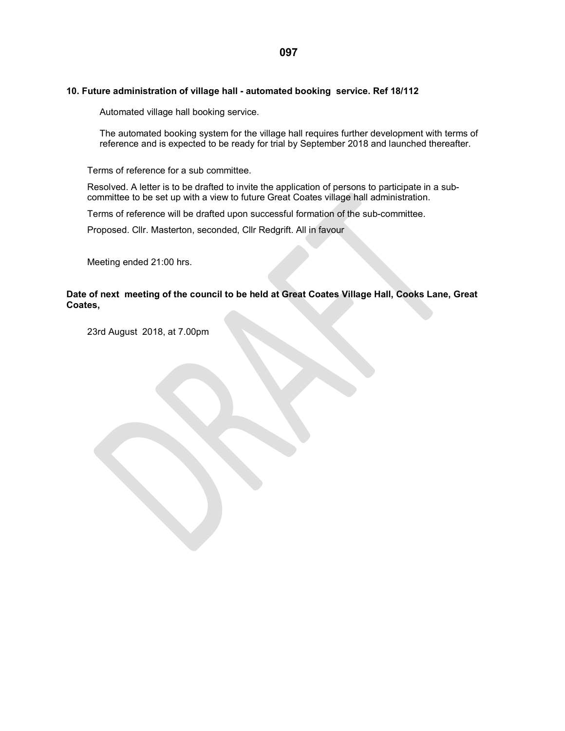**10. Future administration of village hall - automated booking service. Ref 18/112**

Automated village hall booking service.

The automated booking system for the village hall requires further development with terms of reference and is expected to be ready for trial by September 2018 and launched thereafter.

Terms of reference for a sub committee.

Resolved. A letter is to be drafted to invite the application of persons to participate in a sub-committee to be set up with a view to future Great Coates village hall administration.

Terms of reference will be drafted upon successful formation of the sub-committee.

Proposed. Cllr. Masterton, seconded, Cllr Redgrift. All in favour

Meeting ended 21:00 hrs.

**Date of next meeting of the council to be held at Great Coates Village Hall, Cooks Lane, Great Coates,**

23rd August 2018, at 7.00pm